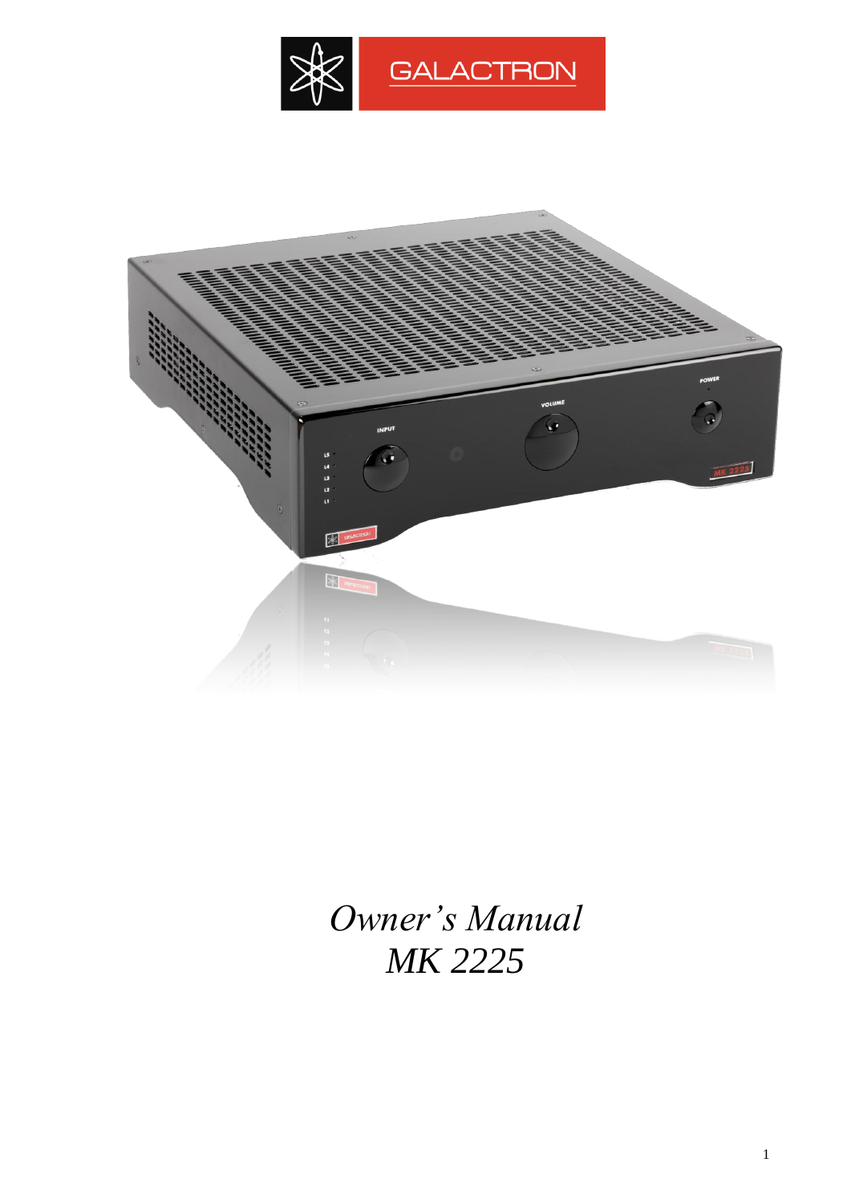GALACTRON

*Owner's Manual*
*MK 2225*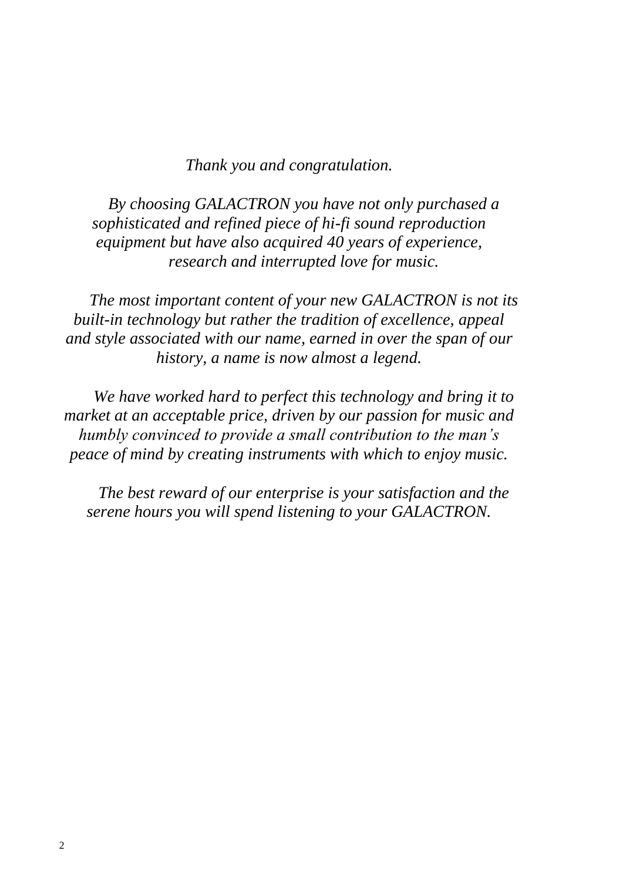*Thank you and congratulation.*

*By choosing GALACTRON you have not only purchased a sophisticated and refined piece of hi-fi sound reproduction equipment but have also acquired 40 years of experience, research and interrupted love for music.*

*The most important content of your new GALACTRON is not its built-in technology but rather the tradition of excellence, appeal and style associated with our name, earned in over the span of our history, a name is now almost a legend.*

*We have worked hard to perfect this technology and bring it to market at an acceptable price, driven by our passion for music and humbly convinced to provide a small contribution to the man's peace of mind by creating instruments with which to enjoy music.*

*The best reward of our enterprise is your satisfaction and the serene hours you will spend listening to your GALACTRON.*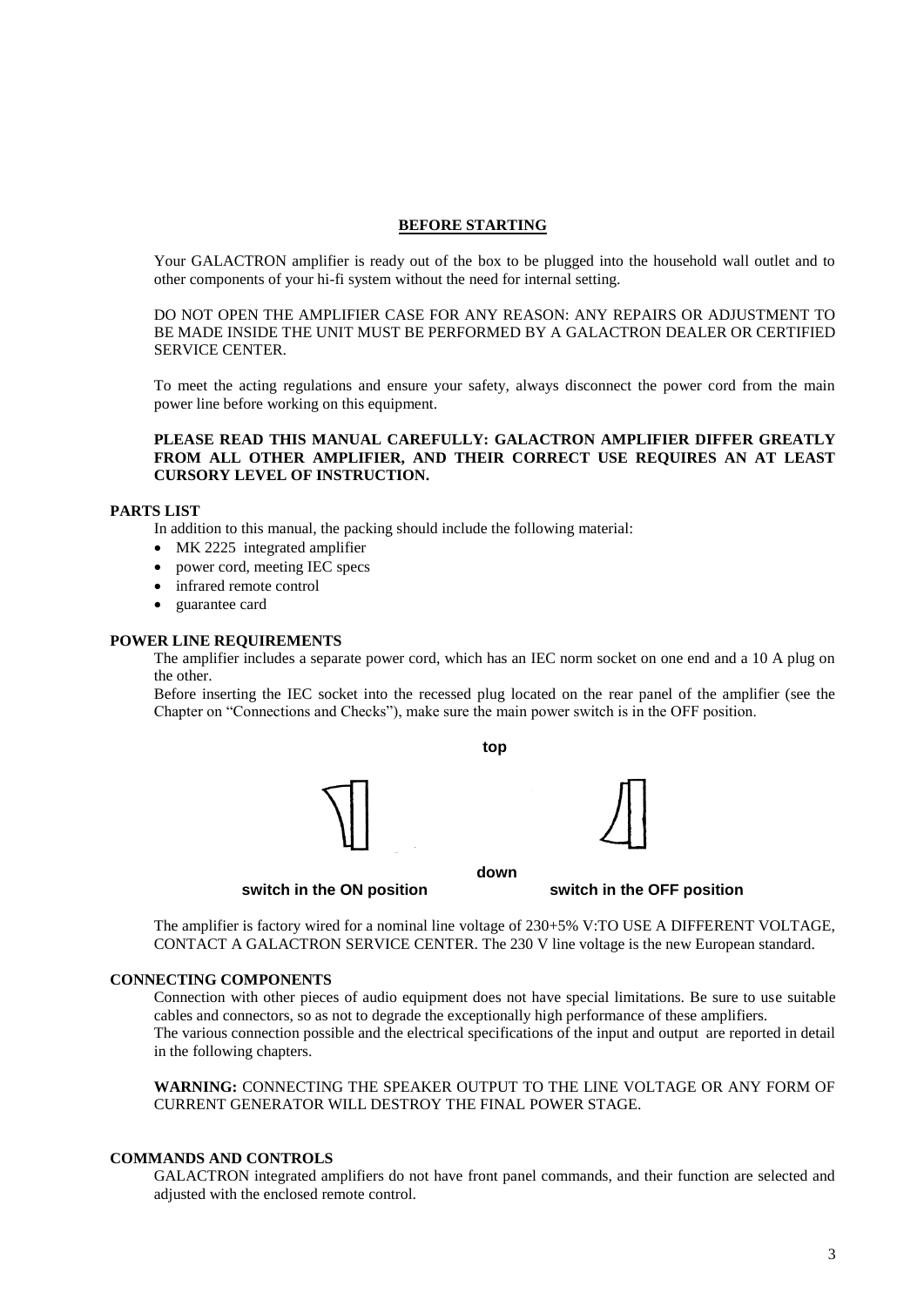## BEFORE STARTING

Your GALACTRON amplifier is ready out of the box to be plugged into the household wall outlet and to other components of your hi-fi system without the need for internal setting.

DO NOT OPEN THE AMPLIFIER CASE FOR ANY REASON: ANY REPAIRS OR ADJUSTMENT TO BE MADE INSIDE THE UNIT MUST BE PERFORMED BY A GALACTRON DEALER OR CERTIFIED SERVICE CENTER.

To meet the acting regulations and ensure your safety, always disconnect the power cord from the main power line before working on this equipment.

**PLEASE READ THIS MANUAL CAREFULLY: GALACTRON AMPLIFIER DIFFER GREATLY FROM ALL OTHER AMPLIFIER, AND THEIR CORRECT USE REQUIRES AN AT LEAST CURSORY LEVEL OF INSTRUCTION.**

### PARTS LIST

In addition to this manual, the packing should include the following material:

- MK 2225 integrated amplifier
- power cord, meeting IEC specs
- infrared remote control
- guarantee card

### POWER LINE REQUIREMENTS

The amplifier includes a separate power cord, which has an IEC norm socket on one end and a 10 A plug on the other.

Before inserting the IEC socket into the recessed plug located on the rear panel of the amplifier (see the Chapter on "Connections and Checks"), make sure the main power switch is in the OFF position.

**top**

**down**

**switch in the ON position** **switch in the OFF position**

The amplifier is factory wired for a nominal line voltage of 230+5% V:TO USE A DIFFERENT VOLTAGE, CONTACT A GALACTRON SERVICE CENTER. The 230 V line voltage is the new European standard.

### CONNECTING COMPONENTS

Connection with other pieces of audio equipment does not have special limitations. Be sure to use suitable cables and connectors, so as not to degrade the exceptionally high performance of these amplifiers.

The various connection possible and the electrical specifications of the input and output are reported in detail in the following chapters.

**WARNING:** CONNECTING THE SPEAKER OUTPUT TO THE LINE VOLTAGE OR ANY FORM OF CURRENT GENERATOR WILL DESTROY THE FINAL POWER STAGE.

### COMMANDS AND CONTROLS

GALACTRON integrated amplifiers do not have front panel commands, and their function are selected and adjusted with the enclosed remote control.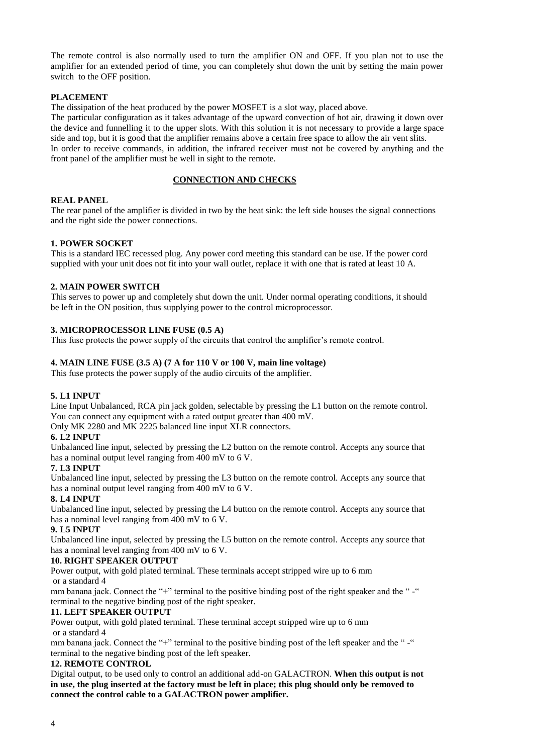The remote control is also normally used to turn the amplifier ON and OFF. If you plan not to use the amplifier for an extended period of time, you can completely shut down the unit by setting the main power switch to the OFF position.

**PLACEMENT**

The dissipation of the heat produced by the power MOSFET is a slot way, placed above.

The particular configuration as it takes advantage of the upward convection of hot air, drawing it down over the device and funnelling it to the upper slots. With this solution it is not necessary to provide a large space side and top, but it is good that the amplifier remains above a certain free space to allow the air vent slits.

In order to receive commands, in addition, the infrared receiver must not be covered by anything and the front panel of the amplifier must be well in sight to the remote.

## CONNECTION AND CHECKS

**REAL PANEL**

The rear panel of the amplifier is divided in two by the heat sink: the left side houses the signal connections and the right side the power connections.

**1. POWER SOCKET**

This is a standard IEC recessed plug. Any power cord meeting this standard can be use. If the power cord supplied with your unit does not fit into your wall outlet, replace it with one that is rated at least 10 A.

**2. MAIN POWER SWITCH**

This serves to power up and completely shut down the unit. Under normal operating conditions, it should be left in the ON position, thus supplying power to the control microprocessor.

**3. MICROPROCESSOR LINE FUSE (0.5 A)**

This fuse protects the power supply of the circuits that control the amplifier's remote control.

**4. MAIN LINE FUSE (3.5 A) (7 A for 110 V or 100 V, main line voltage)**

This fuse protects the power supply of the audio circuits of the amplifier.

**5. L1 INPUT**

Line Input Unbalanced, RCA pin jack golden, selectable by pressing the L1 button on the remote control. You can connect any equipment with a rated output greater than 400 mV.

Only MK 2280 and MK 2225 balanced line input XLR connectors.

**6. L2 INPUT**

Unbalanced line input, selected by pressing the L2 button on the remote control. Accepts any source that has a nominal output level ranging from 400 mV to 6 V.

**7. L3 INPUT**

Unbalanced line input, selected by pressing the L3 button on the remote control. Accepts any source that has a nominal output level ranging from 400 mV to 6 V.

**8. L4 INPUT**

Unbalanced line input, selected by pressing the L4 button on the remote control. Accepts any source that has a nominal level ranging from 400 mV to 6 V.

**9. L5 INPUT**

Unbalanced line input, selected by pressing the L5 button on the remote control. Accepts any source that has a nominal level ranging from 400 mV to 6 V.

**10. RIGHT SPEAKER OUTPUT**

Power output, with gold plated terminal. These terminals accept stripped wire up to 6 mm or a standard 4 mm banana jack. Connect the "+" terminal to the positive binding post of the right speaker and the " -" terminal to the negative binding post of the right speaker.

**11. LEFT SPEAKER OUTPUT**

Power output, with gold plated terminal. These terminal accept stripped wire up to 6 mm or a standard 4 mm banana jack. Connect the "+" terminal to the positive binding post of the left speaker and the " -" terminal to the negative binding post of the left speaker.

**12. REMOTE CONTROL**

Digital output, to be used only to control an additional add-on GALACTRON. **When this output is not in use, the plug inserted at the factory must be left in place; this plug should only be removed to connect the control cable to a GALACTRON power amplifier.**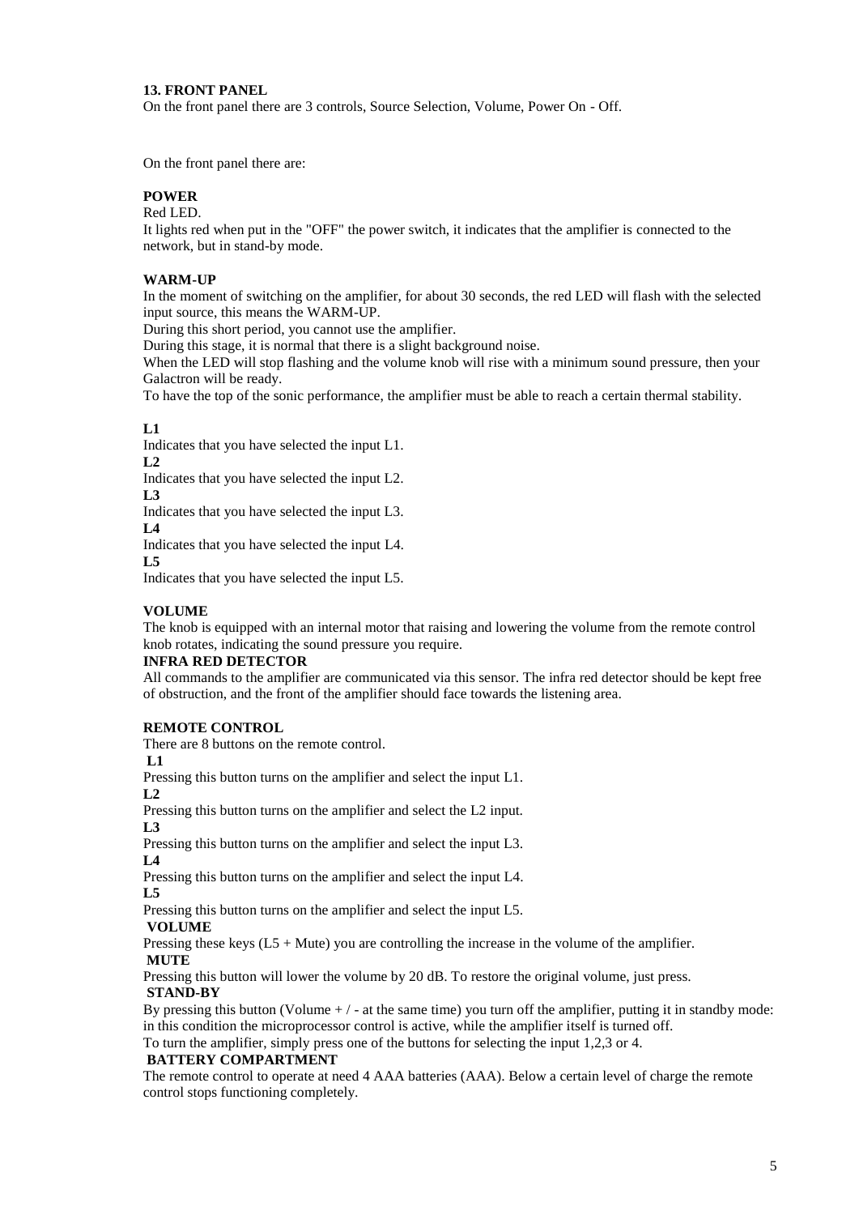## 13. FRONT PANEL

On the front panel there are 3 controls, Source Selection, Volume, Power On - Off.

On the front panel there are:

**POWER**

Red LED.

It lights red when put in the "OFF" the power switch, it indicates that the amplifier is connected to the network, but in stand-by mode.

**WARM-UP**

In the moment of switching on the amplifier, for about 30 seconds, the red LED will flash with the selected input source, this means the WARM-UP.

During this short period, you cannot use the amplifier.

During this stage, it is normal that there is a slight background noise.

When the LED will stop flashing and the volume knob will rise with a minimum sound pressure, then your Galactron will be ready.

To have the top of the sonic performance, the amplifier must be able to reach a certain thermal stability.

**L1**

Indicates that you have selected the input L1.

**L2**

Indicates that you have selected the input L2.

**L3**

Indicates that you have selected the input L3.

**L4**

Indicates that you have selected the input L4.

**L5**

Indicates that you have selected the input L5.

**VOLUME**

The knob is equipped with an internal motor that raising and lowering the volume from the remote control knob rotates, indicating the sound pressure you require.

**INFRA RED DETECTOR**

All commands to the amplifier are communicated via this sensor. The infra red detector should be kept free of obstruction, and the front of the amplifier should face towards the listening area.

**REMOTE CONTROL**

There are 8 buttons on the remote control.

**L1**

Pressing this button turns on the amplifier and select the input L1.

**L2**

Pressing this button turns on the amplifier and select the L2 input.

**L3**

Pressing this button turns on the amplifier and select the input L3.

**L4**

Pressing this button turns on the amplifier and select the input L4.

**L5**

Pressing this button turns on the amplifier and select the input L5.

**VOLUME**

Pressing these keys (L5 + Mute) you are controlling the increase in the volume of the amplifier.

**MUTE**

Pressing this button will lower the volume by 20 dB. To restore the original volume, just press.

**STAND-BY**

By pressing this button (Volume + / - at the same time) you turn off the amplifier, putting it in standby mode: in this condition the microprocessor control is active, while the amplifier itself is turned off.

To turn the amplifier, simply press one of the buttons for selecting the input 1,2,3 or 4.

**BATTERY COMPARTMENT**

The remote control to operate at need 4 AAA batteries (AAA). Below a certain level of charge the remote control stops functioning completely.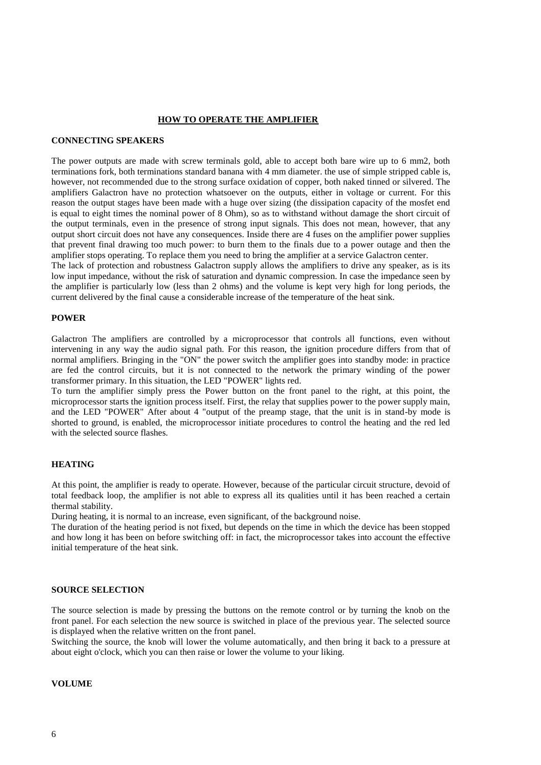## HOW TO OPERATE THE AMPLIFIER

### CONNECTING SPEAKERS

The power outputs are made with screw terminals gold, able to accept both bare wire up to 6 mm2, both terminations fork, both terminations standard banana with 4 mm diameter. the use of simple stripped cable is, however, not recommended due to the strong surface oxidation of copper, both naked tinned or silvered. The amplifiers Galactron have no protection whatsoever on the outputs, either in voltage or current. For this reason the output stages have been made with a huge over sizing (the dissipation capacity of the mosfet end is equal to eight times the nominal power of 8 Ohm), so as to withstand without damage the short circuit of the output terminals, even in the presence of strong input signals. This does not mean, however, that any output short circuit does not have any consequences. Inside there are 4 fuses on the amplifier power supplies that prevent final drawing too much power: to burn them to the finals due to a power outage and then the amplifier stops operating. To replace them you need to bring the amplifier at a service Galactron center.

The lack of protection and robustness Galactron supply allows the amplifiers to drive any speaker, as is its low input impedance, without the risk of saturation and dynamic compression. In case the impedance seen by the amplifier is particularly low (less than 2 ohms) and the volume is kept very high for long periods, the current delivered by the final cause a considerable increase of the temperature of the heat sink.

### POWER

Galactron The amplifiers are controlled by a microprocessor that controls all functions, even without intervening in any way the audio signal path. For this reason, the ignition procedure differs from that of normal amplifiers. Bringing in the "ON" the power switch the amplifier goes into standby mode: in practice are fed the control circuits, but it is not connected to the network the primary winding of the power transformer primary. In this situation, the LED "POWER" lights red.

To turn the amplifier simply press the Power button on the front panel to the right, at this point, the microprocessor starts the ignition process itself. First, the relay that supplies power to the power supply main, and the LED "POWER" After about 4 "output of the preamp stage, that the unit is in stand-by mode is shorted to ground, is enabled, the microprocessor initiate procedures to control the heating and the red led with the selected source flashes.

### HEATING

At this point, the amplifier is ready to operate. However, because of the particular circuit structure, devoid of total feedback loop, the amplifier is not able to express all its qualities until it has been reached a certain thermal stability.

During heating, it is normal to an increase, even significant, of the background noise.

The duration of the heating period is not fixed, but depends on the time in which the device has been stopped and how long it has been on before switching off: in fact, the microprocessor takes into account the effective initial temperature of the heat sink.

### SOURCE SELECTION

The source selection is made by pressing the buttons on the remote control or by turning the knob on the front panel. For each selection the new source is switched in place of the previous year. The selected source is displayed when the relative written on the front panel.

Switching the source, the knob will lower the volume automatically, and then bring it back to a pressure at about eight o'clock, which you can then raise or lower the volume to your liking.

### VOLUME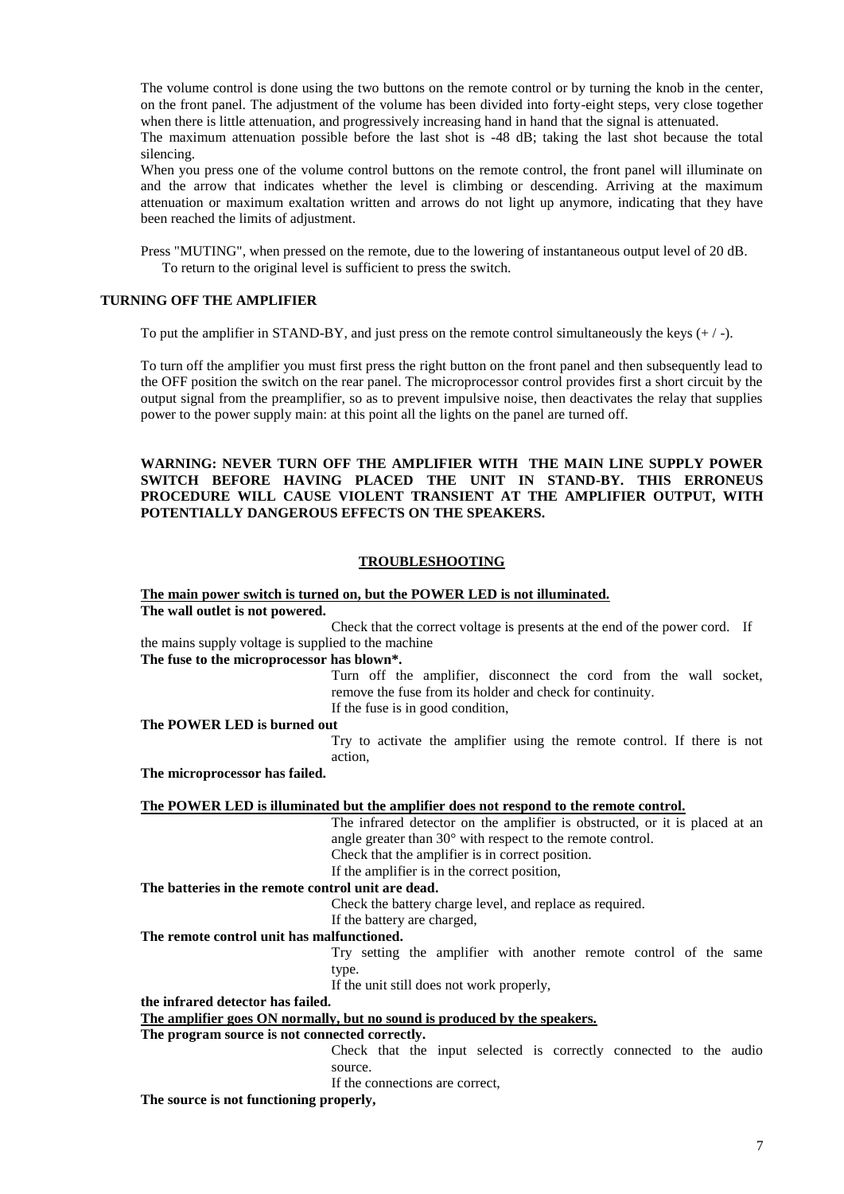The volume control is done using the two buttons on the remote control or by turning the knob in the center, on the front panel. The adjustment of the volume has been divided into forty-eight steps, very close together when there is little attenuation, and progressively increasing hand in hand that the signal is attenuated.
The maximum attenuation possible before the last shot is -48 dB; taking the last shot because the total silencing.
When you press one of the volume control buttons on the remote control, the front panel will illuminate on and the arrow that indicates whether the level is climbing or descending. Arriving at the maximum attenuation or maximum exaltation written and arrows do not light up anymore, indicating that they have been reached the limits of adjustment.

Press "MUTING", when pressed on the remote, due to the lowering of instantaneous output level of 20 dB.
To return to the original level is sufficient to press the switch.

## TURNING OFF THE AMPLIFIER

To put the amplifier in STAND-BY, and just press on the remote control simultaneously the keys (+ / -).

To turn off the amplifier you must first press the right button on the front panel and then subsequently lead to the OFF position the switch on the rear panel. The microprocessor control provides first a short circuit by the output signal from the preamplifier, so as to prevent impulsive noise, then deactivates the relay that supplies power to the power supply main: at this point all the lights on the panel are turned off.

**WARNING: NEVER TURN OFF THE AMPLIFIER WITH THE MAIN LINE SUPPLY POWER SWITCH BEFORE HAVING PLACED THE UNIT IN STAND-BY. THIS ERRONEUS PROCEDURE WILL CAUSE VIOLENT TRANSIENT AT THE AMPLIFIER OUTPUT, WITH POTENTIALLY DANGEROUS EFFECTS ON THE SPEAKERS.**

## TROUBLESHOOTING

**The main power switch is turned on, but the POWER LED is not illuminated.**

**The wall outlet is not powered.**

Check that the correct voltage is presents at the end of the power cord. If the mains supply voltage is supplied to the machine

**The fuse to the microprocessor has blown*.**

Turn off the amplifier, disconnect the cord from the wall socket, remove the fuse from its holder and check for continuity.
If the fuse is in good condition,

**The POWER LED is burned out**

Try to activate the amplifier using the remote control. If there is not action,

**The microprocessor has failed.**

**The POWER LED is illuminated but the amplifier does not respond to the remote control.**

The infrared detector on the amplifier is obstructed, or it is placed at an angle greater than 30° with respect to the remote control.
Check that the amplifier is in correct position.
If the amplifier is in the correct position,

**The batteries in the remote control unit are dead.**

Check the battery charge level, and replace as required.
If the battery are charged,

**The remote control unit has malfunctioned.**

Try setting the amplifier with another remote control of the same type.
If the unit still does not work properly,

**the infrared detector has failed.**

**The amplifier goes ON normally, but no sound is produced by the speakers.**

**The program source is not connected correctly.**

Check that the input selected is correctly connected to the audio source.
If the connections are correct,

**The source is not functioning properly,**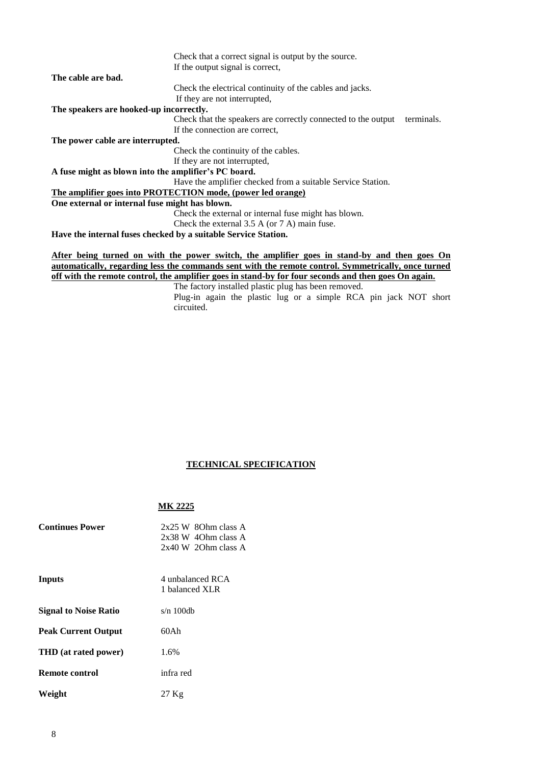Check that a correct signal is output by the source.
If the output signal is correct,

**The cable are bad.**

Check the electrical continuity of the cables and jacks.
If they are not interrupted,

**The speakers are hooked-up incorrectly.**

Check that the speakers are correctly connected to the output terminals.
If the connection are correct,

**The power cable are interrupted.**

Check the continuity of the cables.
If they are not interrupted,

**A fuse might as blown into the amplifier's PC board.**

Have the amplifier checked from a suitable Service Station.

**The amplifier goes into PROTECTION mode, (power led orange)**

**One external or internal fuse might has blown.**

Check the external or internal fuse might has blown.
Check the external 3.5 A (or 7 A) main fuse.

**Have the internal fuses checked by a suitable Service Station.**

**After being turned on with the power switch, the amplifier goes in stand-by and then goes On automatically, regarding less the commands sent with the remote control. Symmetrically, once turned off with the remote control, the amplifier goes in stand-by for four seconds and then goes On again.**

The factory installed plastic plug has been removed.
Plug-in again the plastic lug or a simple RCA pin jack NOT short circuited.

## TECHNICAL SPECIFICATION

### MK 2225

| | |
|---|---|
| **Continues Power** | 2x25 W 8Ohm class A<br>2x38 W 4Ohm class A<br>2x40 W 2Ohm class A |
| **Inputs** | 4 unbalanced RCA<br>1 balanced XLR |
| **Signal to Noise Ratio** | s/n 100db |
| **Peak Current Output** | 60Ah |
| **THD (at rated power)** | 1.6% |
| **Remote control** | infra red |
| **Weight** | 27 Kg |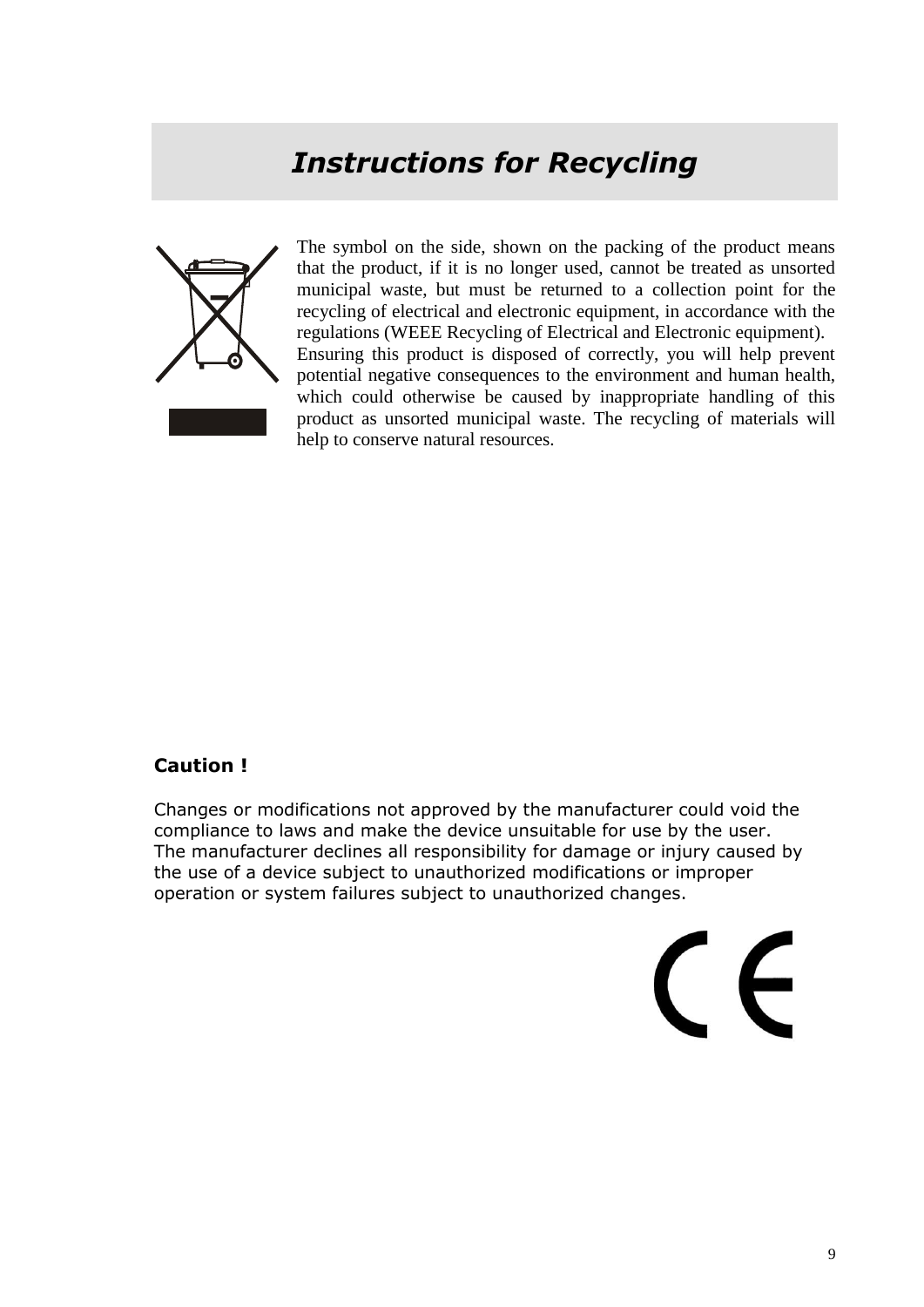# *Instructions for Recycling*

The symbol on the side, shown on the packing of the product means that the product, if it is no longer used, cannot be treated as unsorted municipal waste, but must be returned to a collection point for the recycling of electrical and electronic equipment, in accordance with the regulations (WEEE Recycling of Electrical and Electronic equipment).
Ensuring this product is disposed of correctly, you will help prevent potential negative consequences to the environment and human health, which could otherwise be caused by inappropriate handling of this product as unsorted municipal waste. The recycling of materials will help to conserve natural resources.

**Caution !**

Changes or modifications not approved by the manufacturer could void the compliance to laws and make the device unsuitable for use by the user.
The manufacturer declines all responsibility for damage or injury caused by the use of a device subject to unauthorized modifications or improper operation or system failures subject to unauthorized changes.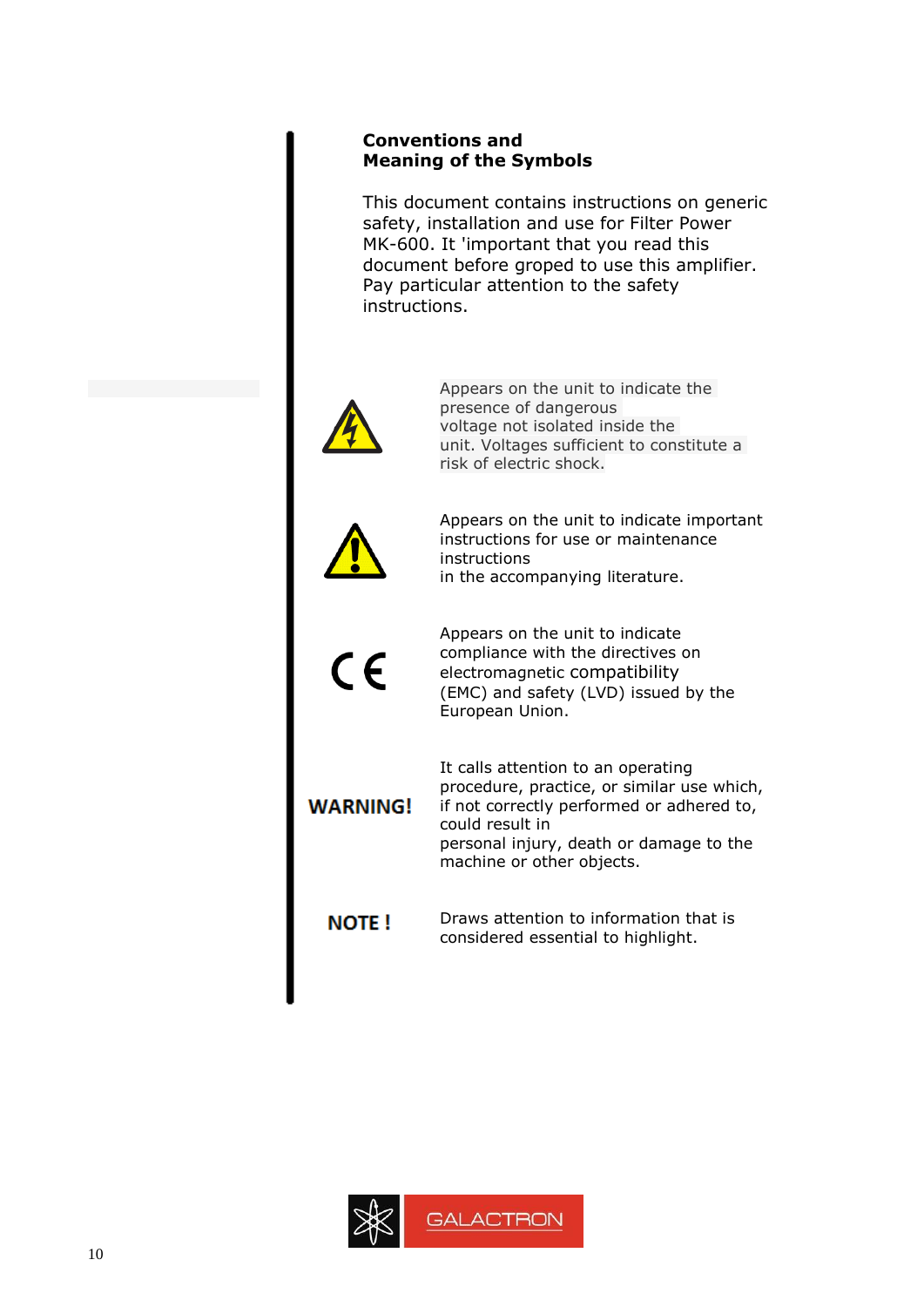## Conventions and Meaning of the Symbols

This document contains instructions on generic safety, installation and use for Filter Power MK-600. It 'important that you read this document before groped to use this amplifier. Pay particular attention to the safety instructions.

| | |
|---|---|
| | Appears on the unit to indicate the presence of dangerous voltage not isolated inside the unit. Voltages sufficient to constitute a risk of electric shock. |
| | Appears on the unit to indicate important instructions for use or maintenance instructions in the accompanying literature. |
| CE | Appears on the unit to indicate compliance with the directives on electromagnetic compatibility (EMC) and safety (LVD) issued by the European Union. |
| **WARNING!** | It calls attention to an operating procedure, practice, or similar use which, if not correctly performed or adhered to, could result in personal injury, death or damage to the machine or other objects. |
| **NOTE !** | Draws attention to information that is considered essential to highlight. |

GALACTRON